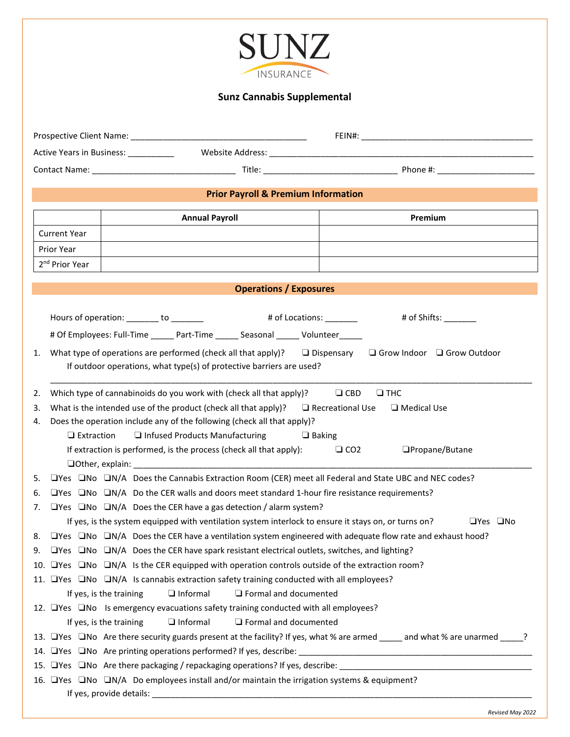SUNZ INSURANCE

# Sunz Cannabis Supplemental

Prospective Client Name: ______________________________________ FEIN#: ______________________________________

Active Years in Business: __________ Website Address: ______________________________________________________________

Contact Name: ______________________________ Title: ____________________________ Phone #: ____________________

## Prior Payroll & Premium Information

| | Annual Payroll | Premium |
|---|---|---|
| Current Year | | |
| Prior Year | | |
| 2nd Prior Year | | |

## Operations / Exposures

Hours of operation: _______ to _______ # of Locations: _______ # of Shifts: _______

# Of Employees: Full-Time _____ Part-Time _____ Seasonal _____ Volunteer_____

1. What type of operations are performed (check all that apply)? ❑ Dispensary ❑ Grow Indoor ❑ Grow Outdoor
   If outdoor operations, what type(s) of protective barriers are used?
   ________________________________________________________________________________________________
2. Which type of cannabinoids do you work with (check all that apply)? ❑ CBD ❑ THC
3. What is the intended use of the product (check all that apply)? ❑ Recreational Use ❑ Medical Use
4. Does the operation include any of the following (check all that apply)?
   ❑ Extraction ❑ Infused Products Manufacturing ❑ Baking
   If extraction is performed, is the process (check all that apply): ❑ CO2 ❑Propane/Butane
   ❑Other, explain: ______________________________________________________________________________
5. ❑Yes ❑No ❑N/A Does the Cannabis Extraction Room (CER) meet all Federal and State UBC and NEC codes?
6. ❑Yes ❑No ❑N/A Do the CER walls and doors meet standard 1-hour fire resistance requirements?
7. ❑Yes ❑No ❑N/A Does the CER have a gas detection / alarm system?
   If yes, is the system equipped with ventilation system interlock to ensure it stays on, or turns on? ❑Yes ❑No
8. ❑Yes ❑No ❑N/A Does the CER have a ventilation system engineered with adequate flow rate and exhaust hood?
9. ❑Yes ❑No ❑N/A Does the CER have spark resistant electrical outlets, switches, and lighting?
10. ❑Yes ❑No ❑N/A Is the CER equipped with operation controls outside of the extraction room?
11. ❑Yes ❑No ❑N/A Is cannabis extraction safety training conducted with all employees?
    If yes, is the training ❑ Informal ❑ Formal and documented
12. ❑Yes ❑No Is emergency evacuations safety training conducted with all employees?
    If yes, is the training ❑ Informal ❑ Formal and documented
13. ❑Yes ❑No Are there security guards present at the facility? If yes, what % are armed _____ and what % are unarmed _____?
14. ❑Yes ❑No Are printing operations performed? If yes, describe: ____________________________________________________
15. ❑Yes ❑No Are there packaging / repackaging operations? If yes, describe: __________________________________________
16. ❑Yes ❑No ❑N/A Do employees install and/or maintain the irrigation systems & equipment?
    If yes, provide details: ______________________________________________________________________________

*Revised May 2022*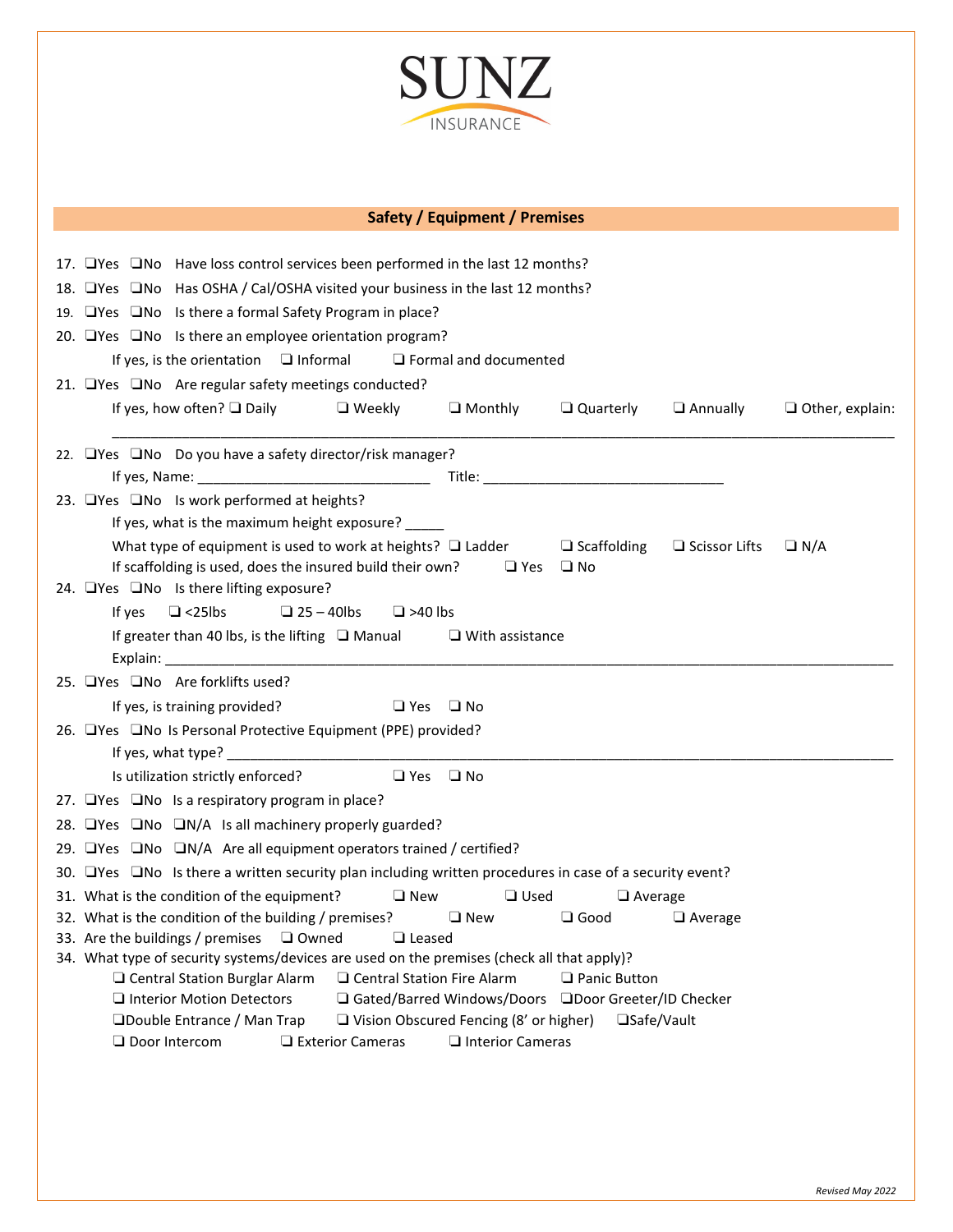SUNZ INSURANCE

## Safety / Equipment / Premises

17. ❑Yes ❑No Have loss control services been performed in the last 12 months?
18. ❑Yes ❑No Has OSHA / Cal/OSHA visited your business in the last 12 months?
19. ❑Yes ❑No Is there a formal Safety Program in place?
20. ❑Yes ❑No Is there an employee orientation program?
    If yes, is the orientation ❑ Informal ❑ Formal and documented
21. ❑Yes ❑No Are regular safety meetings conducted?
    If yes, how often? ❑ Daily ❑ Weekly ❑ Monthly ❑ Quarterly ❑ Annually ❑ Other, explain:
    ______________________________________________________________________________
22. ❑Yes ❑No Do you have a safety director/risk manager?
    If yes, Name: ____________________________ Title: ______________________________
23. ❑Yes ❑No Is work performed at heights?
    If yes, what is the maximum height exposure? _____
    What type of equipment is used to work at heights? ❑ Ladder ❑ Scaffolding ❑ Scissor Lifts ❑ N/A
    If scaffolding is used, does the insured build their own? ❑ Yes ❑ No
24. ❑Yes ❑No Is there lifting exposure?
    If yes ❑ <25lbs ❑ 25 – 40lbs ❑ >40 lbs
    If greater than 40 lbs, is the lifting ❑ Manual ❑ With assistance
    Explain: ______________________________________________________________________
25. ❑Yes ❑No Are forklifts used?
    If yes, is training provided? ❑ Yes ❑ No
26. ❑Yes ❑No Is Personal Protective Equipment (PPE) provided?
    If yes, what type? _____________________________________________________________
    Is utilization strictly enforced? ❑ Yes ❑ No
27. ❑Yes ❑No Is a respiratory program in place?
28. ❑Yes ❑No ❑N/A Is all machinery properly guarded?
29. ❑Yes ❑No ❑N/A Are all equipment operators trained / certified?
30. ❑Yes ❑No Is there a written security plan including written procedures in case of a security event?
31. What is the condition of the equipment? ❑ New ❑ Used ❑ Average
32. What is the condition of the building / premises? ❑ New ❑ Good ❑ Average
33. Are the buildings / premises ❑ Owned ❑ Leased
34. What type of security systems/devices are used on the premises (check all that apply)?
    ❑ Central Station Burglar Alarm ❑ Central Station Fire Alarm ❑ Panic Button
    ❑ Interior Motion Detectors ❑ Gated/Barred Windows/Doors ❑Door Greeter/ID Checker
    ❑Double Entrance / Man Trap ❑ Vision Obscured Fencing (8' or higher) ❑Safe/Vault
    ❑ Door Intercom ❑ Exterior Cameras ❑ Interior Cameras

*Revised May 2022*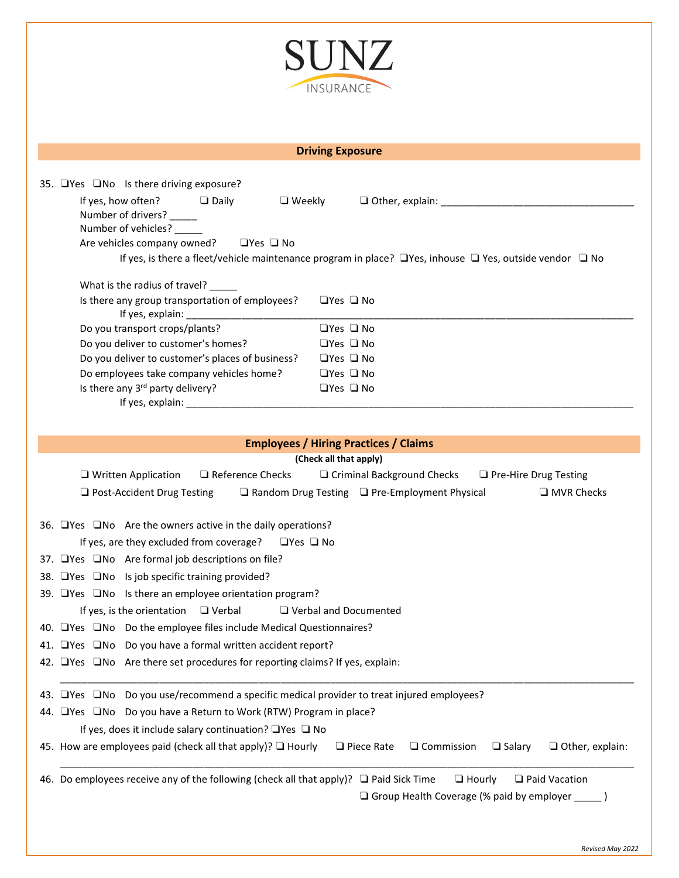SUNZ INSURANCE

## Driving Exposure

35. ❑Yes ❑No Is there driving exposure?

    If yes, how often? ❑ Daily ❑ Weekly ❑ Other, explain: ___________________________________

    Number of drivers? _____

    Number of vehicles? _____

    Are vehicles company owned? ❑Yes ❑ No

    If yes, is there a fleet/vehicle maintenance program in place? ❑Yes, inhouse ❑ Yes, outside vendor ❑ No

    What is the radius of travel? _____

    Is there any group transportation of employees? ❑Yes ❑ No

    If yes, explain: ___________________________________________________________________________

    Do you transport crops/plants? ❑Yes ❑ No

    Do you deliver to customer's homes? ❑Yes ❑ No

    Do you deliver to customer's places of business? ❑Yes ❑ No

    Do employees take company vehicles home? ❑Yes ❑ No

    Is there any 3rd party delivery? ❑Yes ❑ No

    If yes, explain: ___________________________________________________________________________

## Employees / Hiring Practices / Claims

**(Check all that apply)**

❑ Written Application ❑ Reference Checks ❑ Criminal Background Checks ❑ Pre-Hire Drug Testing

❑ Post-Accident Drug Testing ❑ Random Drug Testing ❑ Pre-Employment Physical ❑ MVR Checks

36. ❑Yes ❑No Are the owners active in the daily operations?

    If yes, are they excluded from coverage? ❑Yes ❑ No

37. ❑Yes ❑No Are formal job descriptions on file?
38. ❑Yes ❑No Is job specific training provided?
39. ❑Yes ❑No Is there an employee orientation program?

    If yes, is the orientation ❑ Verbal ❑ Verbal and Documented

40. ❑Yes ❑No Do the employee files include Medical Questionnaires?
41. ❑Yes ❑No Do you have a formal written accident report?
42. ❑Yes ❑No Are there set procedures for reporting claims? If yes, explain:

    ___________________________________________________________________________

43. ❑Yes ❑No Do you use/recommend a specific medical provider to treat injured employees?
44. ❑Yes ❑No Do you have a Return to Work (RTW) Program in place?

    If yes, does it include salary continuation? ❑Yes ❑ No

45. How are employees paid (check all that apply)? ❑ Hourly ❑ Piece Rate ❑ Commission ❑ Salary ❑ Other, explain:

    ___________________________________________________________________________

46. Do employees receive any of the following (check all that apply)? ❑ Paid Sick Time ❑ Hourly ❑ Paid Vacation

    ❑ Group Health Coverage (% paid by employer _____ )

*Revised May 2022*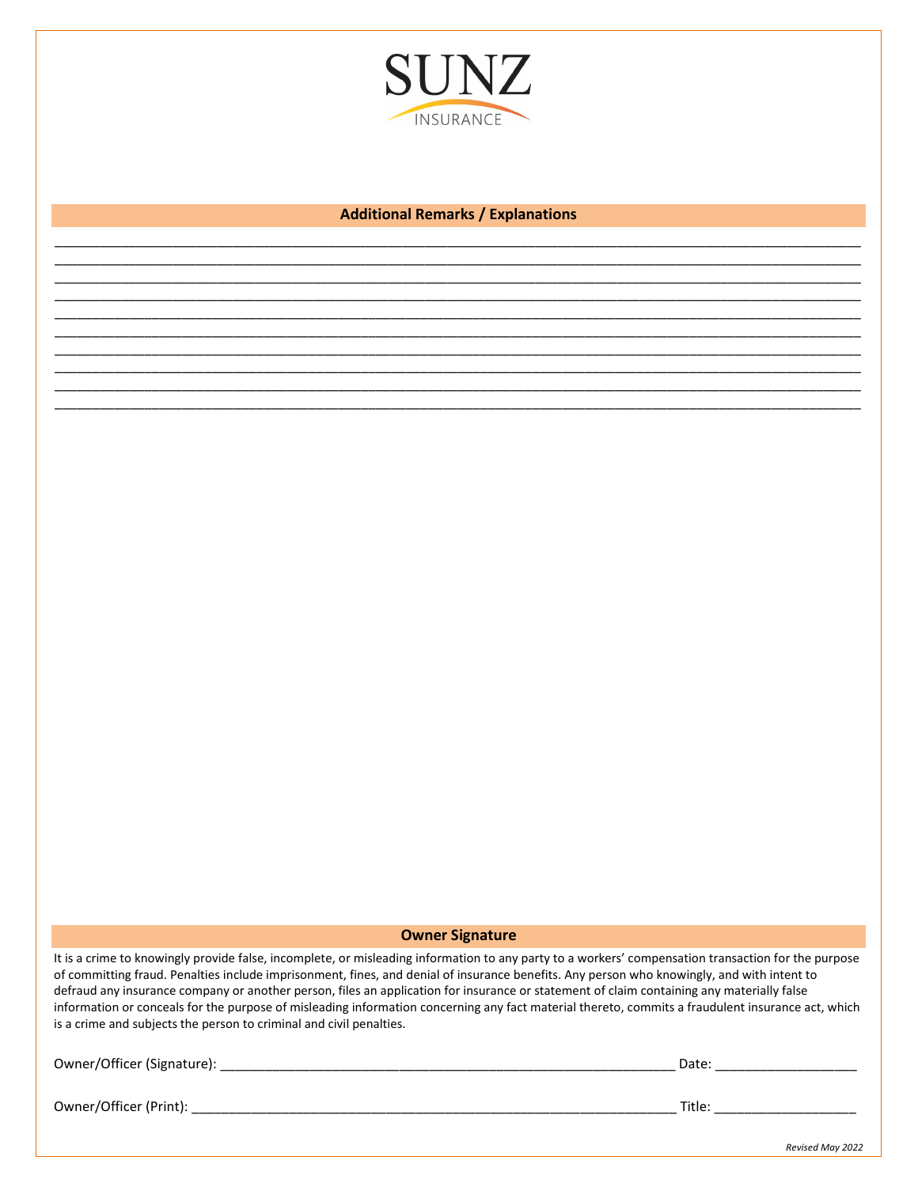SUNZ INSURANCE

## Additional Remarks / Explanations

_____________________________________________________________________________________________________________
_____________________________________________________________________________________________________________
_____________________________________________________________________________________________________________
_____________________________________________________________________________________________________________
_____________________________________________________________________________________________________________
_____________________________________________________________________________________________________________
_____________________________________________________________________________________________________________
_____________________________________________________________________________________________________________
_____________________________________________________________________________________________________________
_____________________________________________________________________________________________________________

## Owner Signature

It is a crime to knowingly provide false, incomplete, or misleading information to any party to a workers' compensation transaction for the purpose of committing fraud. Penalties include imprisonment, fines, and denial of insurance benefits. Any person who knowingly, and with intent to defraud any insurance company or another person, files an application for insurance or statement of claim containing any materially false information or conceals for the purpose of misleading information concerning any fact material thereto, commits a fraudulent insurance act, which is a crime and subjects the person to criminal and civil penalties.

Owner/Officer (Signature): ____________________________________________________________ Date: ___________________

Owner/Officer (Print): ________________________________________________________________ Title: ___________________

*Revised May 2022*